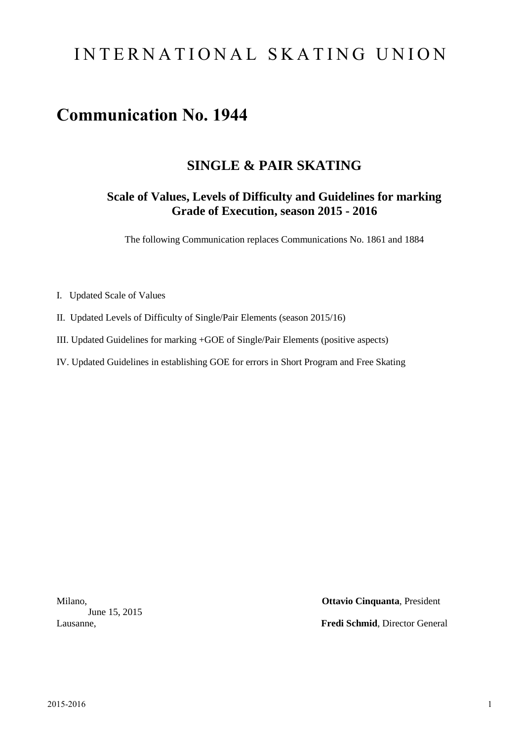# INTERNATIONAL SKATING UNION

# Communication No. 1944

## SINGLE & PAIR SKATING

### Scale of Values, Levels of Difficulty and Guidelines for marking Grade of Execution, season 2015 - 2016

The following Communication replaces Communications No. 1861 and 1884

I. Updated Scale of Values

II. Updated Levels of Difficulty of Single/Pair Elements (season 2015/16)

III. Updated Guidelines for marking +GOE of Single/Pair Elements (positive aspects)

IV. Updated Guidelines in establishing GOE for errors in Short Program and Free Skating

Milano,
June 15, 2015
Lausanne,

**Ottavio Cinquanta**, President

**Fredi Schmid**, Director General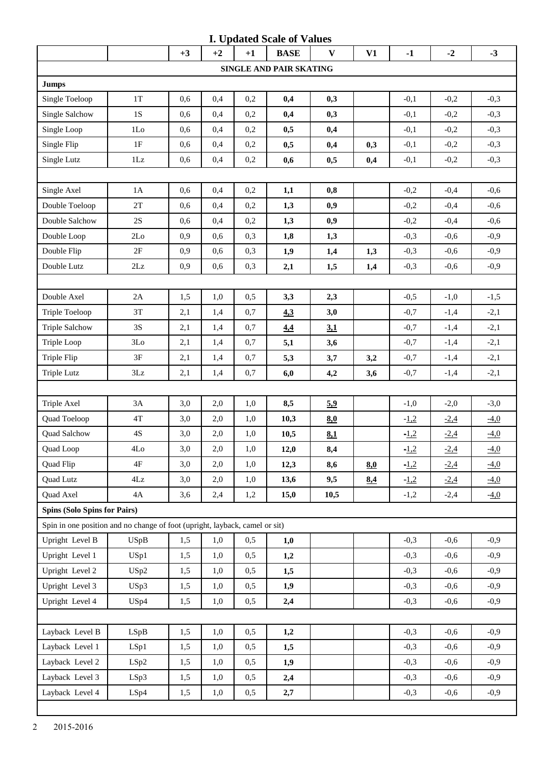# I. Updated Scale of Values

| | | +3 | +2 | +1 | BASE | V | V1 | -1 | -2 | -3 |
|---|---|---|---|---|---|---|---|---|---|---|
| **SINGLE AND PAIR SKATING** | | | | | | | | | | |
| **Jumps** | | | | | | | | | | |
| Single Toeloop | 1T | 0,6 | 0,4 | 0,2 | **0,4** | **0,3** | | -0,1 | -0,2 | -0,3 |
| Single Salchow | 1S | 0,6 | 0,4 | 0,2 | **0,4** | **0,3** | | -0,1 | -0,2 | -0,3 |
| Single Loop | 1Lo | 0,6 | 0,4 | 0,2 | **0,5** | **0,4** | | -0,1 | -0,2 | -0,3 |
| Single Flip | 1F | 0,6 | 0,4 | 0,2 | **0,5** | **0,4** | **0,3** | -0,1 | -0,2 | -0,3 |
| Single Lutz | 1Lz | 0,6 | 0,4 | 0,2 | **0,6** | **0,5** | **0,4** | -0,1 | -0,2 | -0,3 |
| | | | | | | | | | | |
| Single Axel | 1A | 0,6 | 0,4 | 0,2 | **1,1** | **0,8** | | -0,2 | -0,4 | -0,6 |
| Double Toeloop | 2T | 0,6 | 0,4 | 0,2 | **1,3** | **0,9** | | -0,2 | -0,4 | -0,6 |
| Double Salchow | 2S | 0,6 | 0,4 | 0,2 | **1,3** | **0,9** | | -0,2 | -0,4 | -0,6 |
| Double Loop | 2Lo | 0,9 | 0,6 | 0,3 | **1,8** | **1,3** | | -0,3 | -0,6 | -0,9 |
| Double Flip | 2F | 0,9 | 0,6 | 0,3 | **1,9** | **1,4** | **1,3** | -0,3 | -0,6 | -0,9 |
| Double Lutz | 2Lz | 0,9 | 0,6 | 0,3 | **2,1** | **1,5** | **1,4** | -0,3 | -0,6 | -0,9 |
| | | | | | | | | | | |
| Double Axel | 2A | 1,5 | 1,0 | 0,5 | **3,3** | **2,3** | | -0,5 | -1,0 | -1,5 |
| Triple Toeloop | 3T | 2,1 | 1,4 | 0,7 | **4,3** | **3,0** | | -0,7 | -1,4 | -2,1 |
| Triple Salchow | 3S | 2,1 | 1,4 | 0,7 | **4,4** | **3,1** | | -0,7 | -1,4 | -2,1 |
| Triple Loop | 3Lo | 2,1 | 1,4 | 0,7 | **5,1** | **3,6** | | -0,7 | -1,4 | -2,1 |
| Triple Flip | 3F | 2,1 | 1,4 | 0,7 | **5,3** | **3,7** | **3,2** | -0,7 | -1,4 | -2,1 |
| Triple Lutz | 3Lz | 2,1 | 1,4 | 0,7 | **6,0** | **4,2** | **3,6** | -0,7 | -1,4 | -2,1 |
| | | | | | | | | | | |
| Triple Axel | 3A | 3,0 | 2,0 | 1,0 | **8,5** | **5,9** | | -1,0 | -2,0 | -3,0 |
| Quad Toeloop | 4T | 3,0 | 2,0 | 1,0 | **10,3** | **8,0** | | -1,2 | -2,4 | -4,0 |
| Quad Salchow | 4S | 3,0 | 2,0 | 1,0 | **10,5** | **8,1** | | -1,2 | -2,4 | -4,0 |
| Quad Loop | 4Lo | 3,0 | 2,0 | 1,0 | **12,0** | **8,4** | | -1,2 | -2,4 | -4,0 |
| Quad Flip | 4F | 3,0 | 2,0 | 1,0 | **12,3** | **8,6** | **8,0** | -1,2 | -2,4 | -4,0 |
| Quad Lutz | 4Lz | 3,0 | 2,0 | 1,0 | **13,6** | **9,5** | **8,4** | -1,2 | -2,4 | -4,0 |
| Quad Axel | 4A | 3,6 | 2,4 | 1,2 | **15,0** | **10,5** | | -1,2 | -2,4 | -4,0 |
| **Spins (Solo Spins for Pairs)** | | | | | | | | | | |
| Spin in one position and no change of foot (upright, layback, camel or sit) | | | | | | | | | | |
| Upright Level B | USpB | 1,5 | 1,0 | 0,5 | **1,0** | | | -0,3 | -0,6 | -0,9 |
| Upright Level 1 | USp1 | 1,5 | 1,0 | 0,5 | **1,2** | | | -0,3 | -0,6 | -0,9 |
| Upright Level 2 | USp2 | 1,5 | 1,0 | 0,5 | **1,5** | | | -0,3 | -0,6 | -0,9 |
| Upright Level 3 | USp3 | 1,5 | 1,0 | 0,5 | **1,9** | | | -0,3 | -0,6 | -0,9 |
| Upright Level 4 | USp4 | 1,5 | 1,0 | 0,5 | **2,4** | | | -0,3 | -0,6 | -0,9 |
| | | | | | | | | | | |
| Layback Level B | LSpB | 1,5 | 1,0 | 0,5 | **1,2** | | | -0,3 | -0,6 | -0,9 |
| Layback Level 1 | LSp1 | 1,5 | 1,0 | 0,5 | **1,5** | | | -0,3 | -0,6 | -0,9 |
| Layback Level 2 | LSp2 | 1,5 | 1,0 | 0,5 | **1,9** | | | -0,3 | -0,6 | -0,9 |
| Layback Level 3 | LSp3 | 1,5 | 1,0 | 0,5 | **2,4** | | | -0,3 | -0,6 | -0,9 |
| Layback Level 4 | LSp4 | 1,5 | 1,0 | 0,5 | **2,7** | | | -0,3 | -0,6 | -0,9 |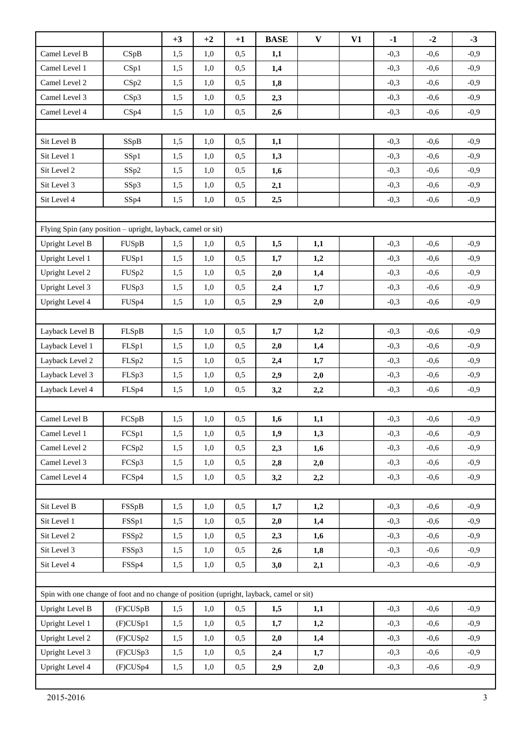| | | +3 | +2 | +1 | BASE | V | V1 | -1 | -2 | -3 |
|---|---|---|---|---|---|---|---|---|---|---|
| Camel Level B | CSpB | 1,5 | 1,0 | 0,5 | **1,1** | | | -0,3 | -0,6 | -0,9 |
| Camel Level 1 | CSp1 | 1,5 | 1,0 | 0,5 | **1,4** | | | -0,3 | -0,6 | -0,9 |
| Camel Level 2 | CSp2 | 1,5 | 1,0 | 0,5 | **1,8** | | | -0,3 | -0,6 | -0,9 |
| Camel Level 3 | CSp3 | 1,5 | 1,0 | 0,5 | **2,3** | | | -0,3 | -0,6 | -0,9 |
| Camel Level 4 | CSp4 | 1,5 | 1,0 | 0,5 | **2,6** | | | -0,3 | -0,6 | -0,9 |
| | | | | | | | | | | |
| Sit Level B | SSpB | 1,5 | 1,0 | 0,5 | **1,1** | | | -0,3 | -0,6 | -0,9 |
| Sit Level 1 | SSp1 | 1,5 | 1,0 | 0,5 | **1,3** | | | -0,3 | -0,6 | -0,9 |
| Sit Level 2 | SSp2 | 1,5 | 1,0 | 0,5 | **1,6** | | | -0,3 | -0,6 | -0,9 |
| Sit Level 3 | SSp3 | 1,5 | 1,0 | 0,5 | **2,1** | | | -0,3 | -0,6 | -0,9 |
| Sit Level 4 | SSp4 | 1,5 | 1,0 | 0,5 | **2,5** | | | -0,3 | -0,6 | -0,9 |
| | | | | | | | | | | |
| Flying Spin (any position – upright, layback, camel or sit) | | | | | | | | | | |
| Upright Level B | FUSpB | 1,5 | 1,0 | 0,5 | **1,5** | **1,1** | | -0,3 | -0,6 | -0,9 |
| Upright Level 1 | FUSp1 | 1,5 | 1,0 | 0,5 | **1,7** | **1,2** | | -0,3 | -0,6 | -0,9 |
| Upright Level 2 | FUSp2 | 1,5 | 1,0 | 0,5 | **2,0** | **1,4** | | -0,3 | -0,6 | -0,9 |
| Upright Level 3 | FUSp3 | 1,5 | 1,0 | 0,5 | **2,4** | **1,7** | | -0,3 | -0,6 | -0,9 |
| Upright Level 4 | FUSp4 | 1,5 | 1,0 | 0,5 | **2,9** | **2,0** | | -0,3 | -0,6 | -0,9 |
| | | | | | | | | | | |
| Layback Level B | FLSpB | 1,5 | 1,0 | 0,5 | **1,7** | **1,2** | | -0,3 | -0,6 | -0,9 |
| Layback Level 1 | FLSp1 | 1,5 | 1,0 | 0,5 | **2,0** | **1,4** | | -0,3 | -0,6 | -0,9 |
| Layback Level 2 | FLSp2 | 1,5 | 1,0 | 0,5 | **2,4** | **1,7** | | -0,3 | -0,6 | -0,9 |
| Layback Level 3 | FLSp3 | 1,5 | 1,0 | 0,5 | **2,9** | **2,0** | | -0,3 | -0,6 | -0,9 |
| Layback Level 4 | FLSp4 | 1,5 | 1,0 | 0,5 | **3,2** | **2,2** | | -0,3 | -0,6 | -0,9 |
| | | | | | | | | | | |
| Camel Level B | FCSpB | 1,5 | 1,0 | 0,5 | **1,6** | **1,1** | | -0,3 | -0,6 | -0,9 |
| Camel Level 1 | FCSp1 | 1,5 | 1,0 | 0,5 | **1,9** | **1,3** | | -0,3 | -0,6 | -0,9 |
| Camel Level 2 | FCSp2 | 1,5 | 1,0 | 0,5 | **2,3** | **1,6** | | -0,3 | -0,6 | -0,9 |
| Camel Level 3 | FCSp3 | 1,5 | 1,0 | 0,5 | **2,8** | **2,0** | | -0,3 | -0,6 | -0,9 |
| Camel Level 4 | FCSp4 | 1,5 | 1,0 | 0,5 | **3,2** | **2,2** | | -0,3 | -0,6 | -0,9 |
| | | | | | | | | | | |
| Sit Level B | FSSpB | 1,5 | 1,0 | 0,5 | **1,7** | **1,2** | | -0,3 | -0,6 | -0,9 |
| Sit Level 1 | FSSp1 | 1,5 | 1,0 | 0,5 | **2,0** | **1,4** | | -0,3 | -0,6 | -0,9 |
| Sit Level 2 | FSSp2 | 1,5 | 1,0 | 0,5 | **2,3** | **1,6** | | -0,3 | -0,6 | -0,9 |
| Sit Level 3 | FSSp3 | 1,5 | 1,0 | 0,5 | **2,6** | **1,8** | | -0,3 | -0,6 | -0,9 |
| Sit Level 4 | FSSp4 | 1,5 | 1,0 | 0,5 | **3,0** | **2,1** | | -0,3 | -0,6 | -0,9 |
| | | | | | | | | | | |
| Spin with one change of foot and no change of position (upright, layback, camel or sit) | | | | | | | | | | |
| Upright Level B | (F)CUSpB | 1,5 | 1,0 | 0,5 | **1,5** | **1,1** | | -0,3 | -0,6 | -0,9 |
| Upright Level 1 | (F)CUSp1 | 1,5 | 1,0 | 0,5 | **1,7** | **1,2** | | -0,3 | -0,6 | -0,9 |
| Upright Level 2 | (F)CUSp2 | 1,5 | 1,0 | 0,5 | **2,0** | **1,4** | | -0,3 | -0,6 | -0,9 |
| Upright Level 3 | (F)CUSp3 | 1,5 | 1,0 | 0,5 | **2,4** | **1,7** | | -0,3 | -0,6 | -0,9 |
| Upright Level 4 | (F)CUSp4 | 1,5 | 1,0 | 0,5 | **2,9** | **2,0** | | -0,3 | -0,6 | -0,9 |

2015-2016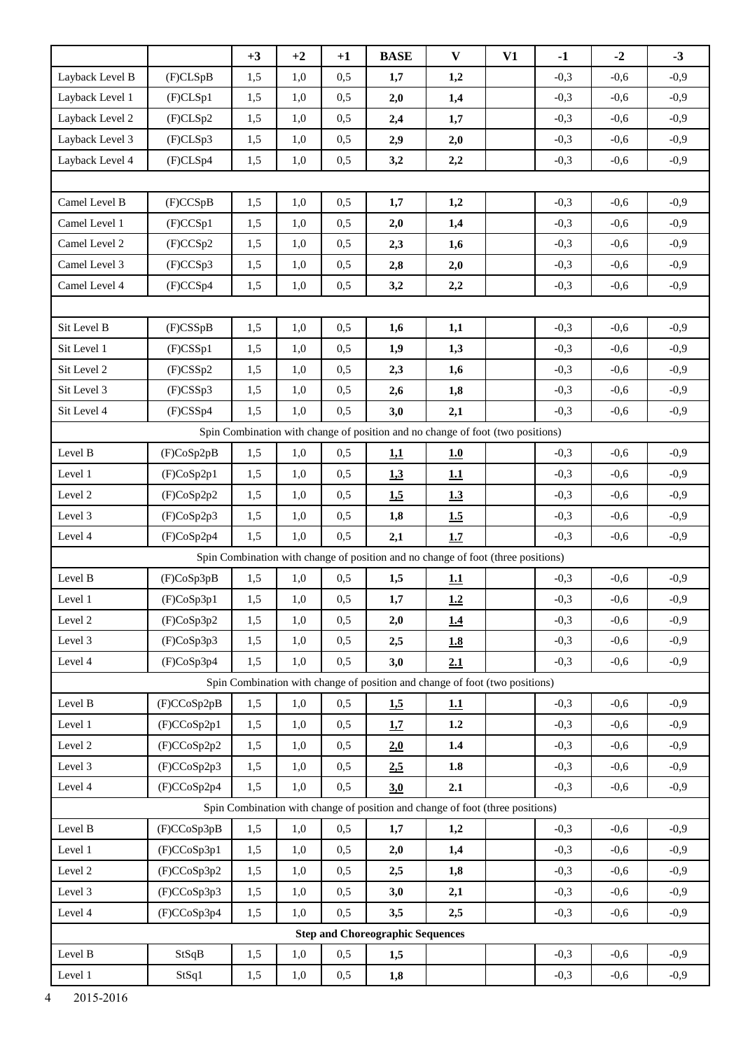| | | +3 | +2 | +1 | BASE | V | V1 | -1 | -2 | -3 |
|---|---|---|---|---|---|---|---|---|---|---|
| Layback Level B | (F)CLSpB | 1,5 | 1,0 | 0,5 | **1,7** | **1,2** | | -0,3 | -0,6 | -0,9 |
| Layback Level 1 | (F)CLSp1 | 1,5 | 1,0 | 0,5 | **2,0** | **1,4** | | -0,3 | -0,6 | -0,9 |
| Layback Level 2 | (F)CLSp2 | 1,5 | 1,0 | 0,5 | **2,4** | **1,7** | | -0,3 | -0,6 | -0,9 |
| Layback Level 3 | (F)CLSp3 | 1,5 | 1,0 | 0,5 | **2,9** | **2,0** | | -0,3 | -0,6 | -0,9 |
| Layback Level 4 | (F)CLSp4 | 1,5 | 1,0 | 0,5 | **3,2** | **2,2** | | -0,3 | -0,6 | -0,9 |
| | | | | | | | | | | |
| Camel Level B | (F)CCSpB | 1,5 | 1,0 | 0,5 | **1,7** | **1,2** | | -0,3 | -0,6 | -0,9 |
| Camel Level 1 | (F)CCSp1 | 1,5 | 1,0 | 0,5 | **2,0** | **1,4** | | -0,3 | -0,6 | -0,9 |
| Camel Level 2 | (F)CCSp2 | 1,5 | 1,0 | 0,5 | **2,3** | **1,6** | | -0,3 | -0,6 | -0,9 |
| Camel Level 3 | (F)CCSp3 | 1,5 | 1,0 | 0,5 | **2,8** | **2,0** | | -0,3 | -0,6 | -0,9 |
| Camel Level 4 | (F)CCSp4 | 1,5 | 1,0 | 0,5 | **3,2** | **2,2** | | -0,3 | -0,6 | -0,9 |
| | | | | | | | | | | |
| Sit Level B | (F)CSSpB | 1,5 | 1,0 | 0,5 | **1,6** | **1,1** | | -0,3 | -0,6 | -0,9 |
| Sit Level 1 | (F)CSSp1 | 1,5 | 1,0 | 0,5 | **1,9** | **1,3** | | -0,3 | -0,6 | -0,9 |
| Sit Level 2 | (F)CSSp2 | 1,5 | 1,0 | 0,5 | **2,3** | **1,6** | | -0,3 | -0,6 | -0,9 |
| Sit Level 3 | (F)CSSp3 | 1,5 | 1,0 | 0,5 | **2,6** | **1,8** | | -0,3 | -0,6 | -0,9 |
| Sit Level 4 | (F)CSSp4 | 1,5 | 1,0 | 0,5 | **3,0** | **2,1** | | -0,3 | -0,6 | -0,9 |
| Spin Combination with change of position and no change of foot (two positions) | | | | | | | | | | |
| Level B | (F)CoSp2pB | 1,5 | 1,0 | 0,5 | **<u>1,1</u>** | **<u>1.0</u>** | | -0,3 | -0,6 | -0,9 |
| Level 1 | (F)CoSp2p1 | 1,5 | 1,0 | 0,5 | **<u>1,3</u>** | **<u>1.1</u>** | | -0,3 | -0,6 | -0,9 |
| Level 2 | (F)CoSp2p2 | 1,5 | 1,0 | 0,5 | **<u>1,5</u>** | **<u>1.3</u>** | | -0,3 | -0,6 | -0,9 |
| Level 3 | (F)CoSp2p3 | 1,5 | 1,0 | 0,5 | **1,8** | **<u>1.5</u>** | | -0,3 | -0,6 | -0,9 |
| Level 4 | (F)CoSp2p4 | 1,5 | 1,0 | 0,5 | **2,1** | **<u>1.7</u>** | | -0,3 | -0,6 | -0,9 |
| Spin Combination with change of position and no change of foot (three positions) | | | | | | | | | | |
| Level B | (F)CoSp3pB | 1,5 | 1,0 | 0,5 | **1,5** | **<u>1.1</u>** | | -0,3 | -0,6 | -0,9 |
| Level 1 | (F)CoSp3p1 | 1,5 | 1,0 | 0,5 | **1,7** | **<u>1.2</u>** | | -0,3 | -0,6 | -0,9 |
| Level 2 | (F)CoSp3p2 | 1,5 | 1,0 | 0,5 | **2,0** | **<u>1.4</u>** | | -0,3 | -0,6 | -0,9 |
| Level 3 | (F)CoSp3p3 | 1,5 | 1,0 | 0,5 | **2,5** | **<u>1.8</u>** | | -0,3 | -0,6 | -0,9 |
| Level 4 | (F)CoSp3p4 | 1,5 | 1,0 | 0,5 | **3,0** | **<u>2.1</u>** | | -0,3 | -0,6 | -0,9 |
| Spin Combination with change of position and change of foot (two positions) | | | | | | | | | | |
| Level B | (F)CCoSp2pB | 1,5 | 1,0 | 0,5 | **<u>1,5</u>** | **<u>1.1</u>** | | -0,3 | -0,6 | -0,9 |
| Level 1 | (F)CCoSp2p1 | 1,5 | 1,0 | 0,5 | **<u>1,7</u>** | **1.2** | | -0,3 | -0,6 | -0,9 |
| Level 2 | (F)CCoSp2p2 | 1,5 | 1,0 | 0,5 | **<u>2,0</u>** | **1.4** | | -0,3 | -0,6 | -0,9 |
| Level 3 | (F)CCoSp2p3 | 1,5 | 1,0 | 0,5 | **<u>2,5</u>** | **1.8** | | -0,3 | -0,6 | -0,9 |
| Level 4 | (F)CCoSp2p4 | 1,5 | 1,0 | 0,5 | **<u>3,0</u>** | **2.1** | | -0,3 | -0,6 | -0,9 |
| Spin Combination with change of position and change of foot (three positions) | | | | | | | | | | |
| Level B | (F)CCoSp3pB | 1,5 | 1,0 | 0,5 | **1,7** | **1,2** | | -0,3 | -0,6 | -0,9 |
| Level 1 | (F)CCoSp3p1 | 1,5 | 1,0 | 0,5 | **2,0** | **1,4** | | -0,3 | -0,6 | -0,9 |
| Level 2 | (F)CCoSp3p2 | 1,5 | 1,0 | 0,5 | **2,5** | **1,8** | | -0,3 | -0,6 | -0,9 |
| Level 3 | (F)CCoSp3p3 | 1,5 | 1,0 | 0,5 | **3,0** | **2,1** | | -0,3 | -0,6 | -0,9 |
| Level 4 | (F)CCoSp3p4 | 1,5 | 1,0 | 0,5 | **3,5** | **2,5** | | -0,3 | -0,6 | -0,9 |
| **Step and Choreographic Sequences** | | | | | | | | | | |
| Level B | StSqB | 1,5 | 1,0 | 0,5 | **1,5** | | | -0,3 | -0,6 | -0,9 |
| Level 1 | StSq1 | 1,5 | 1,0 | 0,5 | **1,8** | | | -0,3 | -0,6 | -0,9 |

2015-2016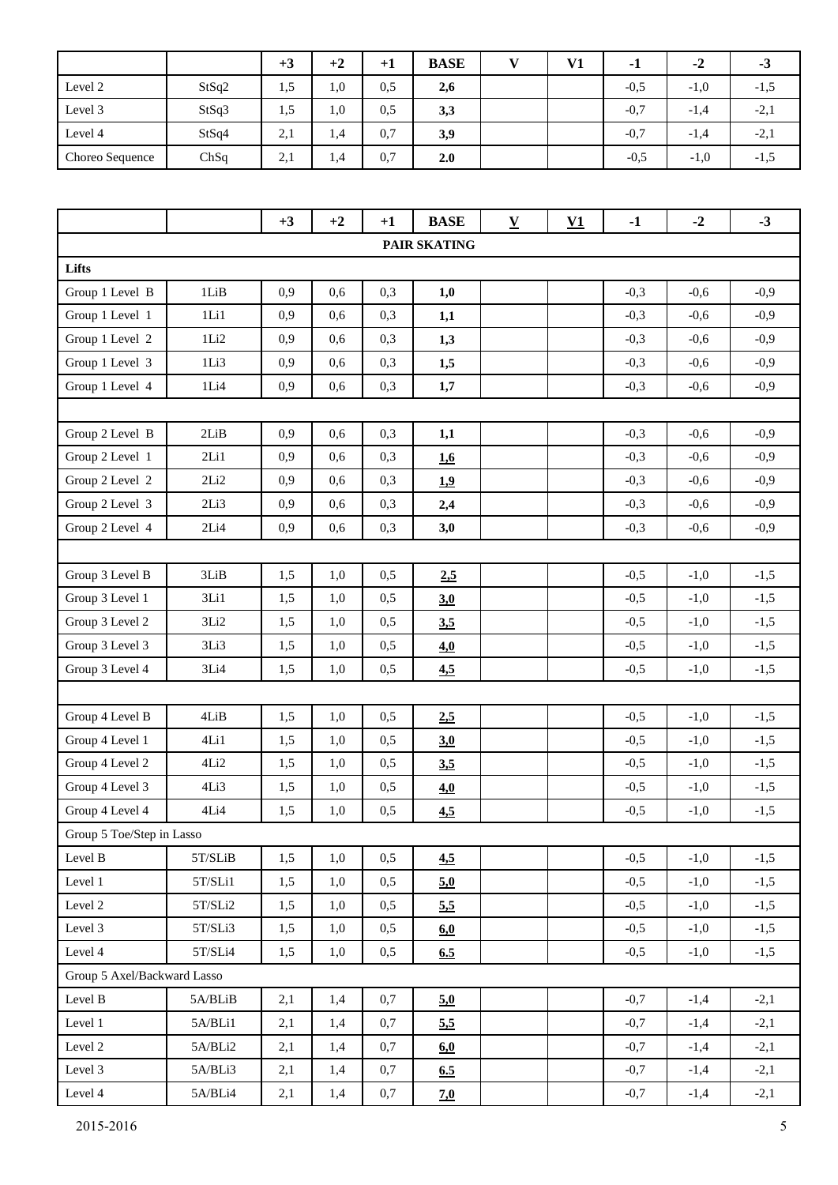| | | +3 | +2 | +1 | BASE | V | V1 | -1 | -2 | -3 |
|---|---|---|---|---|---|---|---|---|---|---|
| Level 2 | StSq2 | 1,5 | 1,0 | 0,5 | **2,6** | | | -0,5 | -1,0 | -1,5 |
| Level 3 | StSq3 | 1,5 | 1,0 | 0,5 | **3,3** | | | -0,7 | -1,4 | -2,1 |
| Level 4 | StSq4 | 2,1 | 1,4 | 0,7 | **3,9** | | | -0,7 | -1,4 | -2,1 |
| Choreo Sequence | ChSq | 2,1 | 1,4 | 0,7 | **2.0** | | | -0,5 | -1,0 | -1,5 |

| | | +3 | +2 | +1 | BASE | V | V1 | -1 | -2 | -3 |
|---|---|---|---|---|---|---|---|---|---|---|
| | | | | | **PAIR SKATING** | | | | | |
| **Lifts** | | | | | | | | | | |
| Group 1 Level B | 1LiB | 0,9 | 0,6 | 0,3 | **1,0** | | | -0,3 | -0,6 | -0,9 |
| Group 1 Level 1 | 1Li1 | 0,9 | 0,6 | 0,3 | **1,1** | | | -0,3 | -0,6 | -0,9 |
| Group 1 Level 2 | 1Li2 | 0,9 | 0,6 | 0,3 | **1,3** | | | -0,3 | -0,6 | -0,9 |
| Group 1 Level 3 | 1Li3 | 0,9 | 0,6 | 0,3 | **1,5** | | | -0,3 | -0,6 | -0,9 |
| Group 1 Level 4 | 1Li4 | 0,9 | 0,6 | 0,3 | **1,7** | | | -0,3 | -0,6 | -0,9 |
| | | | | | | | | | | |
| Group 2 Level B | 2LiB | 0,9 | 0,6 | 0,3 | **1,1** | | | -0,3 | -0,6 | -0,9 |
| Group 2 Level 1 | 2Li1 | 0,9 | 0,6 | 0,3 | **1,6** | | | -0,3 | -0,6 | -0,9 |
| Group 2 Level 2 | 2Li2 | 0,9 | 0,6 | 0,3 | **1,9** | | | -0,3 | -0,6 | -0,9 |
| Group 2 Level 3 | 2Li3 | 0,9 | 0,6 | 0,3 | **2,4** | | | -0,3 | -0,6 | -0,9 |
| Group 2 Level 4 | 2Li4 | 0,9 | 0,6 | 0,3 | **3,0** | | | -0,3 | -0,6 | -0,9 |
| | | | | | | | | | | |
| Group 3 Level B | 3LiB | 1,5 | 1,0 | 0,5 | **2,5** | | | -0,5 | -1,0 | -1,5 |
| Group 3 Level 1 | 3Li1 | 1,5 | 1,0 | 0,5 | **3,0** | | | -0,5 | -1,0 | -1,5 |
| Group 3 Level 2 | 3Li2 | 1,5 | 1,0 | 0,5 | **3,5** | | | -0,5 | -1,0 | -1,5 |
| Group 3 Level 3 | 3Li3 | 1,5 | 1,0 | 0,5 | **4,0** | | | -0,5 | -1,0 | -1,5 |
| Group 3 Level 4 | 3Li4 | 1,5 | 1,0 | 0,5 | **4,5** | | | -0,5 | -1,0 | -1,5 |
| | | | | | | | | | | |
| Group 4 Level B | 4LiB | 1,5 | 1,0 | 0,5 | **2,5** | | | -0,5 | -1,0 | -1,5 |
| Group 4 Level 1 | 4Li1 | 1,5 | 1,0 | 0,5 | **3,0** | | | -0,5 | -1,0 | -1,5 |
| Group 4 Level 2 | 4Li2 | 1,5 | 1,0 | 0,5 | **3,5** | | | -0,5 | -1,0 | -1,5 |
| Group 4 Level 3 | 4Li3 | 1,5 | 1,0 | 0,5 | **4,0** | | | -0,5 | -1,0 | -1,5 |
| Group 4 Level 4 | 4Li4 | 1,5 | 1,0 | 0,5 | **4,5** | | | -0,5 | -1,0 | -1,5 |
| Group 5 Toe/Step in Lasso | | | | | | | | | | |
| Level B | 5T/SLiB | 1,5 | 1,0 | 0,5 | **4,5** | | | -0,5 | -1,0 | -1,5 |
| Level 1 | 5T/SLi1 | 1,5 | 1,0 | 0,5 | **5,0** | | | -0,5 | -1,0 | -1,5 |
| Level 2 | 5T/SLi2 | 1,5 | 1,0 | 0,5 | **5,5** | | | -0,5 | -1,0 | -1,5 |
| Level 3 | 5T/SLi3 | 1,5 | 1,0 | 0,5 | **6,0** | | | -0,5 | -1,0 | -1,5 |
| Level 4 | 5T/SLi4 | 1,5 | 1,0 | 0,5 | **6.5** | | | -0,5 | -1,0 | -1,5 |
| Group 5 Axel/Backward Lasso | | | | | | | | | | |
| Level B | 5A/BLiB | 2,1 | 1,4 | 0,7 | **5,0** | | | -0,7 | -1,4 | -2,1 |
| Level 1 | 5A/BLi1 | 2,1 | 1,4 | 0,7 | **5,5** | | | -0,7 | -1,4 | -2,1 |
| Level 2 | 5A/BLi2 | 2,1 | 1,4 | 0,7 | **6,0** | | | -0,7 | -1,4 | -2,1 |
| Level 3 | 5A/BLi3 | 2,1 | 1,4 | 0,7 | **6.5** | | | -0,7 | -1,4 | -2,1 |
| Level 4 | 5A/BLi4 | 2,1 | 1,4 | 0,7 | **7,0** | | | -0,7 | -1,4 | -2,1 |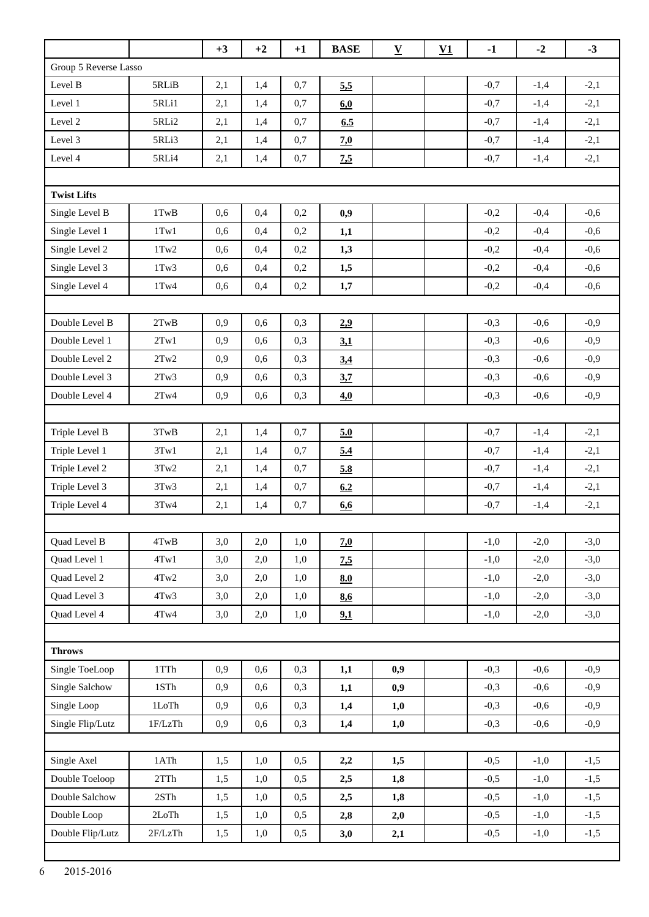| | | +3 | +2 | +1 | BASE | V | V1 | -1 | -2 | -3 |
|---|---|---|---|---|---|---|---|---|---|---|
| Group 5 Reverse Lasso | | | | | | | | | | |
| Level B | 5RLiB | 2,1 | 1,4 | 0,7 | 5,5 | | | -0,7 | -1,4 | -2,1 |
| Level 1 | 5RLi1 | 2,1 | 1,4 | 0,7 | 6,0 | | | -0,7 | -1,4 | -2,1 |
| Level 2 | 5RLi2 | 2,1 | 1,4 | 0,7 | 6.5 | | | -0,7 | -1,4 | -2,1 |
| Level 3 | 5RLi3 | 2,1 | 1,4 | 0,7 | 7,0 | | | -0,7 | -1,4 | -2,1 |
| Level 4 | 5RLi4 | 2,1 | 1,4 | 0,7 | 7,5 | | | -0,7 | -1,4 | -2,1 |
| | | | | | | | | | | |
| **Twist Lifts** | | | | | | | | | | |
| Single Level B | 1TwB | 0,6 | 0,4 | 0,2 | 0,9 | | | -0,2 | -0,4 | -0,6 |
| Single Level 1 | 1Tw1 | 0,6 | 0,4 | 0,2 | 1,1 | | | -0,2 | -0,4 | -0,6 |
| Single Level 2 | 1Tw2 | 0,6 | 0,4 | 0,2 | 1,3 | | | -0,2 | -0,4 | -0,6 |
| Single Level 3 | 1Tw3 | 0,6 | 0,4 | 0,2 | 1,5 | | | -0,2 | -0,4 | -0,6 |
| Single Level 4 | 1Tw4 | 0,6 | 0,4 | 0,2 | 1,7 | | | -0,2 | -0,4 | -0,6 |
| | | | | | | | | | | |
| Double Level B | 2TwB | 0,9 | 0,6 | 0,3 | 2,9 | | | -0,3 | -0,6 | -0,9 |
| Double Level 1 | 2Tw1 | 0,9 | 0,6 | 0,3 | 3,1 | | | -0,3 | -0,6 | -0,9 |
| Double Level 2 | 2Tw2 | 0,9 | 0,6 | 0,3 | 3,4 | | | -0,3 | -0,6 | -0,9 |
| Double Level 3 | 2Tw3 | 0,9 | 0,6 | 0,3 | 3,7 | | | -0,3 | -0,6 | -0,9 |
| Double Level 4 | 2Tw4 | 0,9 | 0,6 | 0,3 | 4,0 | | | -0,3 | -0,6 | -0,9 |
| | | | | | | | | | | |
| Triple Level B | 3TwB | 2,1 | 1,4 | 0,7 | 5.0 | | | -0,7 | -1,4 | -2,1 |
| Triple Level 1 | 3Tw1 | 2,1 | 1,4 | 0,7 | 5.4 | | | -0,7 | -1,4 | -2,1 |
| Triple Level 2 | 3Tw2 | 2,1 | 1,4 | 0,7 | 5.8 | | | -0,7 | -1,4 | -2,1 |
| Triple Level 3 | 3Tw3 | 2,1 | 1,4 | 0,7 | 6.2 | | | -0,7 | -1,4 | -2,1 |
| Triple Level 4 | 3Tw4 | 2,1 | 1,4 | 0,7 | 6,6 | | | -0,7 | -1,4 | -2,1 |
| | | | | | | | | | | |
| Quad Level B | 4TwB | 3,0 | 2,0 | 1,0 | 7,0 | | | -1,0 | -2,0 | -3,0 |
| Quad Level 1 | 4Tw1 | 3,0 | 2,0 | 1,0 | 7,5 | | | -1,0 | -2,0 | -3,0 |
| Quad Level 2 | 4Tw2 | 3,0 | 2,0 | 1,0 | 8.0 | | | -1,0 | -2,0 | -3,0 |
| Quad Level 3 | 4Tw3 | 3,0 | 2,0 | 1,0 | 8,6 | | | -1,0 | -2,0 | -3,0 |
| Quad Level 4 | 4Tw4 | 3,0 | 2,0 | 1,0 | 9,1 | | | -1,0 | -2,0 | -3,0 |
| | | | | | | | | | | |
| **Throws** | | | | | | | | | | |
| Single ToeLoop | 1TTh | 0,9 | 0,6 | 0,3 | 1,1 | 0,9 | | -0,3 | -0,6 | -0,9 |
| Single Salchow | 1STh | 0,9 | 0,6 | 0,3 | 1,1 | 0,9 | | -0,3 | -0,6 | -0,9 |
| Single Loop | 1LoTh | 0,9 | 0,6 | 0,3 | 1,4 | 1,0 | | -0,3 | -0,6 | -0,9 |
| Single Flip/Lutz | 1F/LzTh | 0,9 | 0,6 | 0,3 | 1,4 | 1,0 | | -0,3 | -0,6 | -0,9 |
| | | | | | | | | | | |
| Single Axel | 1ATh | 1,5 | 1,0 | 0,5 | 2,2 | 1,5 | | -0,5 | -1,0 | -1,5 |
| Double Toeloop | 2TTh | 1,5 | 1,0 | 0,5 | 2,5 | 1,8 | | -0,5 | -1,0 | -1,5 |
| Double Salchow | 2STh | 1,5 | 1,0 | 0,5 | 2,5 | 1,8 | | -0,5 | -1,0 | -1,5 |
| Double Loop | 2LoTh | 1,5 | 1,0 | 0,5 | 2,8 | 2,0 | | -0,5 | -1,0 | -1,5 |
| Double Flip/Lutz | 2F/LzTh | 1,5 | 1,0 | 0,5 | 3,0 | 2,1 | | -0,5 | -1,0 | -1,5 |

2015-2016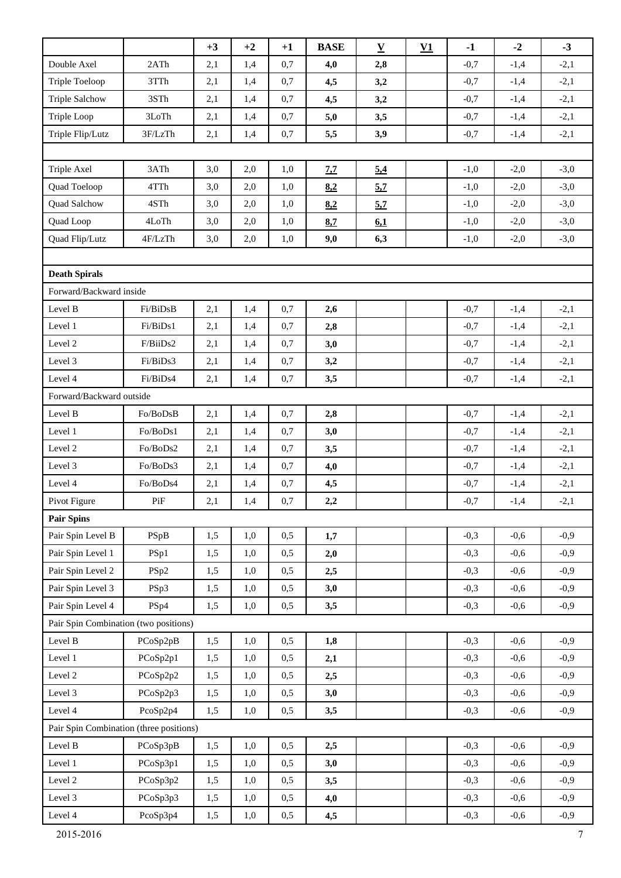| | | +3 | +2 | +1 | BASE | V | V1 | -1 | -2 | -3 |
|---|---|---|---|---|---|---|---|---|---|---|
| Double Axel | 2ATh | 2,1 | 1,4 | 0,7 | **4,0** | **2,8** | | -0,7 | -1,4 | -2,1 |
| Triple Toeloop | 3TTh | 2,1 | 1,4 | 0,7 | **4,5** | **3,2** | | -0,7 | -1,4 | -2,1 |
| Triple Salchow | 3STh | 2,1 | 1,4 | 0,7 | **4,5** | **3,2** | | -0,7 | -1,4 | -2,1 |
| Triple Loop | 3LoTh | 2,1 | 1,4 | 0,7 | **5,0** | **3,5** | | -0,7 | -1,4 | -2,1 |
| Triple Flip/Lutz | 3F/LzTh | 2,1 | 1,4 | 0,7 | **5,5** | **3,9** | | -0,7 | -1,4 | -2,1 |
| | | | | | | | | | | |
| Triple Axel | 3ATh | 3,0 | 2,0 | 1,0 | **7,7** | **5,4** | | -1,0 | -2,0 | -3,0 |
| Quad Toeloop | 4TTh | 3,0 | 2,0 | 1,0 | **8,2** | **5,7** | | -1,0 | -2,0 | -3,0 |
| Quad Salchow | 4STh | 3,0 | 2,0 | 1,0 | **8,2** | **5,7** | | -1,0 | -2,0 | -3,0 |
| Quad Loop | 4LoTh | 3,0 | 2,0 | 1,0 | **8,7** | **6,1** | | -1,0 | -2,0 | -3,0 |
| Quad Flip/Lutz | 4F/LzTh | 3,0 | 2,0 | 1,0 | **9,0** | **6,3** | | -1,0 | -2,0 | -3,0 |
| | | | | | | | | | | |
| **Death Spirals** | | | | | | | | | | |
| Forward/Backward inside | | | | | | | | | | |
| Level B | Fi/BiDsB | 2,1 | 1,4 | 0,7 | **2,6** | | | -0,7 | -1,4 | -2,1 |
| Level 1 | Fi/BiDs1 | 2,1 | 1,4 | 0,7 | **2,8** | | | -0,7 | -1,4 | -2,1 |
| Level 2 | F/BiiDs2 | 2,1 | 1,4 | 0,7 | **3,0** | | | -0,7 | -1,4 | -2,1 |
| Level 3 | Fi/BiDs3 | 2,1 | 1,4 | 0,7 | **3,2** | | | -0,7 | -1,4 | -2,1 |
| Level 4 | Fi/BiDs4 | 2,1 | 1,4 | 0,7 | **3,5** | | | -0,7 | -1,4 | -2,1 |
| Forward/Backward outside | | | | | | | | | | |
| Level B | Fo/BoDsB | 2,1 | 1,4 | 0,7 | **2,8** | | | -0,7 | -1,4 | -2,1 |
| Level 1 | Fo/BoDs1 | 2,1 | 1,4 | 0,7 | **3,0** | | | -0,7 | -1,4 | -2,1 |
| Level 2 | Fo/BoDs2 | 2,1 | 1,4 | 0,7 | **3,5** | | | -0,7 | -1,4 | -2,1 |
| Level 3 | Fo/BoDs3 | 2,1 | 1,4 | 0,7 | **4,0** | | | -0,7 | -1,4 | -2,1 |
| Level 4 | Fo/BoDs4 | 2,1 | 1,4 | 0,7 | **4,5** | | | -0,7 | -1,4 | -2,1 |
| Pivot Figure | PiF | 2,1 | 1,4 | 0,7 | **2,2** | | | -0,7 | -1,4 | -2,1 |
| **Pair Spins** | | | | | | | | | | |
| Pair Spin Level B | PSpB | 1,5 | 1,0 | 0,5 | **1,7** | | | -0,3 | -0,6 | -0,9 |
| Pair Spin Level 1 | PSp1 | 1,5 | 1,0 | 0,5 | **2,0** | | | -0,3 | -0,6 | -0,9 |
| Pair Spin Level 2 | PSp2 | 1,5 | 1,0 | 0,5 | **2,5** | | | -0,3 | -0,6 | -0,9 |
| Pair Spin Level 3 | PSp3 | 1,5 | 1,0 | 0,5 | **3,0** | | | -0,3 | -0,6 | -0,9 |
| Pair Spin Level 4 | PSp4 | 1,5 | 1,0 | 0,5 | **3,5** | | | -0,3 | -0,6 | -0,9 |
| Pair Spin Combination (two positions) | | | | | | | | | | |
| Level B | PCoSp2pB | 1,5 | 1,0 | 0,5 | **1,8** | | | -0,3 | -0,6 | -0,9 |
| Level 1 | PCoSp2p1 | 1,5 | 1,0 | 0,5 | **2,1** | | | -0,3 | -0,6 | -0,9 |
| Level 2 | PCoSp2p2 | 1,5 | 1,0 | 0,5 | **2,5** | | | -0,3 | -0,6 | -0,9 |
| Level 3 | PCoSp2p3 | 1,5 | 1,0 | 0,5 | **3,0** | | | -0,3 | -0,6 | -0,9 |
| Level 4 | PcoSp2p4 | 1,5 | 1,0 | 0,5 | **3,5** | | | -0,3 | -0,6 | -0,9 |
| Pair Spin Combination (three positions) | | | | | | | | | | |
| Level B | PCoSp3pB | 1,5 | 1,0 | 0,5 | **2,5** | | | -0,3 | -0,6 | -0,9 |
| Level 1 | PCoSp3p1 | 1,5 | 1,0 | 0,5 | **3,0** | | | -0,3 | -0,6 | -0,9 |
| Level 2 | PCoSp3p2 | 1,5 | 1,0 | 0,5 | **3,5** | | | -0,3 | -0,6 | -0,9 |
| Level 3 | PCoSp3p3 | 1,5 | 1,0 | 0,5 | **4,0** | | | -0,3 | -0,6 | -0,9 |
| Level 4 | PcoSp3p4 | 1,5 | 1,0 | 0,5 | **4,5** | | | -0,3 | -0,6 | -0,9 |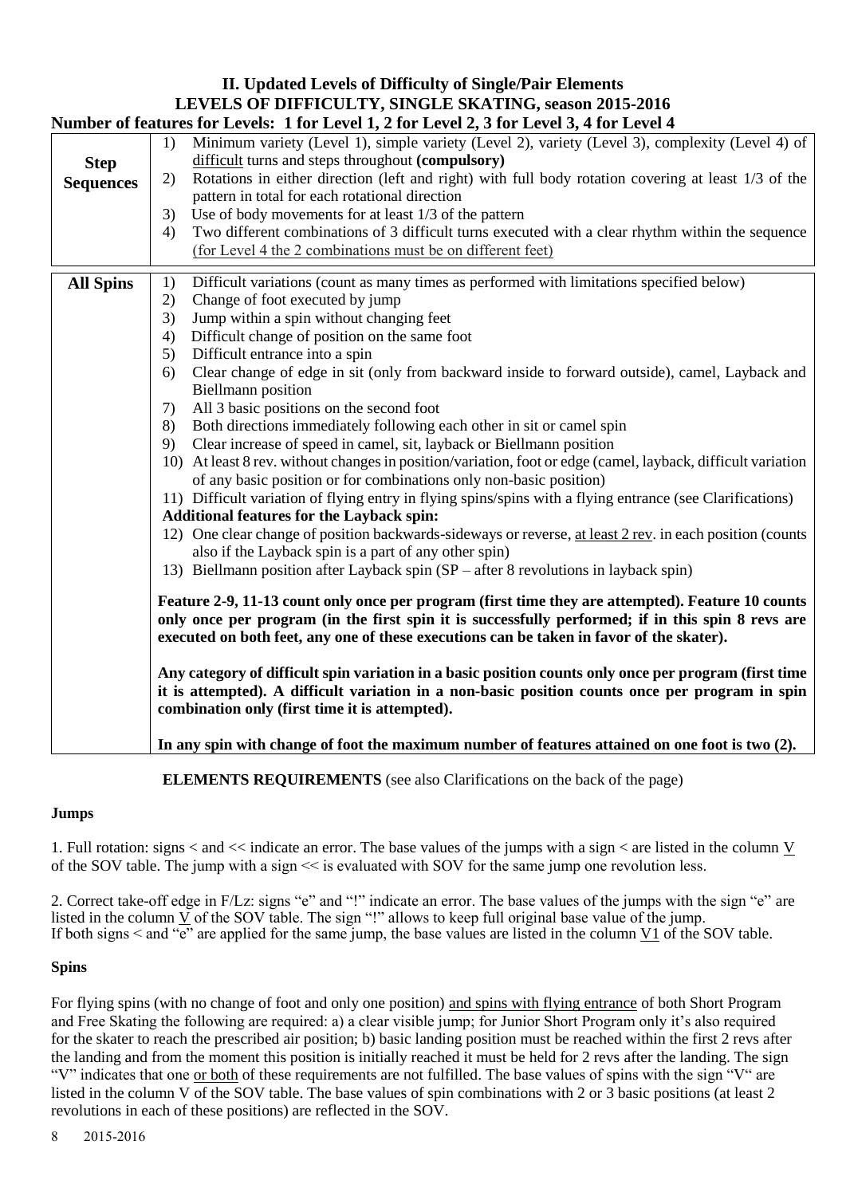## II. Updated Levels of Difficulty of Single/Pair Elements
## LEVELS OF DIFFICULTY, SINGLE SKATING, season 2015-2016

**Number of features for Levels: 1 for Level 1, 2 for Level 2, 3 for Level 3, 4 for Level 4**

| | |
|---|---|
| **Step Sequences** | 1) Minimum variety (Level 1), simple variety (Level 2), variety (Level 3), complexity (Level 4) of <u>difficult</u> turns and steps throughout **(compulsory)**<br>2) Rotations in either direction (left and right) with full body rotation covering at least 1/3 of the pattern in total for each rotational direction<br>3) Use of body movements for at least 1/3 of the pattern<br>4) Two different combinations of 3 difficult turns executed with a clear rhythm within the sequence <u>(for Level 4 the 2 combinations must be on different feet)</u> |
| **All Spins** | 1) Difficult variations (count as many times as performed with limitations specified below)<br>2) Change of foot executed by jump<br>3) Jump within a spin without changing feet<br>4) Difficult change of position on the same foot<br>5) Difficult entrance into a spin<br>6) Clear change of edge in sit (only from backward inside to forward outside), camel, Layback and Biellmann position<br>7) All 3 basic positions on the second foot<br>8) Both directions immediately following each other in sit or camel spin<br>9) Clear increase of speed in camel, sit, layback or Biellmann position<br>10) At least 8 rev. without changes in position/variation, foot or edge (camel, layback, difficult variation of any basic position or for combinations only non-basic position)<br>11) Difficult variation of flying entry in flying spins/spins with a flying entrance (see Clarifications)<br>**Additional features for the Layback spin:**<br>12) One clear change of position backwards-sideways or reverse, <u>at least 2 rev</u>. in each position (counts also if the Layback spin is a part of any other spin)<br>13) Biellmann position after Layback spin (SP – after 8 revolutions in layback spin)<br><br>**Feature 2-9, 11-13 count only once per program (first time they are attempted). Feature 10 counts only once per program (in the first spin it is successfully performed; if in this spin 8 revs are executed on both feet, any one of these executions can be taken in favor of the skater).**<br><br>**Any category of difficult spin variation in a basic position counts only once per program (first time it is attempted). A difficult variation in a non-basic position counts once per program in spin combination only (first time it is attempted).**<br><br>**In any spin with change of foot the maximum number of features attained on one foot is two (2).** |

**ELEMENTS REQUIREMENTS** (see also Clarifications on the back of the page)

### Jumps

1. Full rotation: signs < and << indicate an error. The base values of the jumps with a sign < are listed in the column <u>V</u> of the SOV table. The jump with a sign << is evaluated with SOV for the same jump one revolution less.

2. Correct take-off edge in F/Lz: signs "e" and "!" indicate an error. The base values of the jumps with the sign "e" are listed in the column <u>V</u> of the SOV table. The sign "!" allows to keep full original base value of the jump. If both signs < and "e" are applied for the same jump, the base values are listed in the column <u>V1</u> of the SOV table.

### Spins

For flying spins (with no change of foot and only one position) <u>and spins with flying entrance</u> of both Short Program and Free Skating the following are required: a) a clear visible jump; for Junior Short Program only it's also required for the skater to reach the prescribed air position; b) basic landing position must be reached within the first 2 revs after the landing and from the moment this position is initially reached it must be held for 2 revs after the landing. The sign "V" indicates that one <u>or both</u> of these requirements are not fulfilled. The base values of spins with the sign "V" are listed in the column V of the SOV table. The base values of spin combinations with 2 or 3 basic positions (at least 2 revolutions in each of these positions) are reflected in the SOV.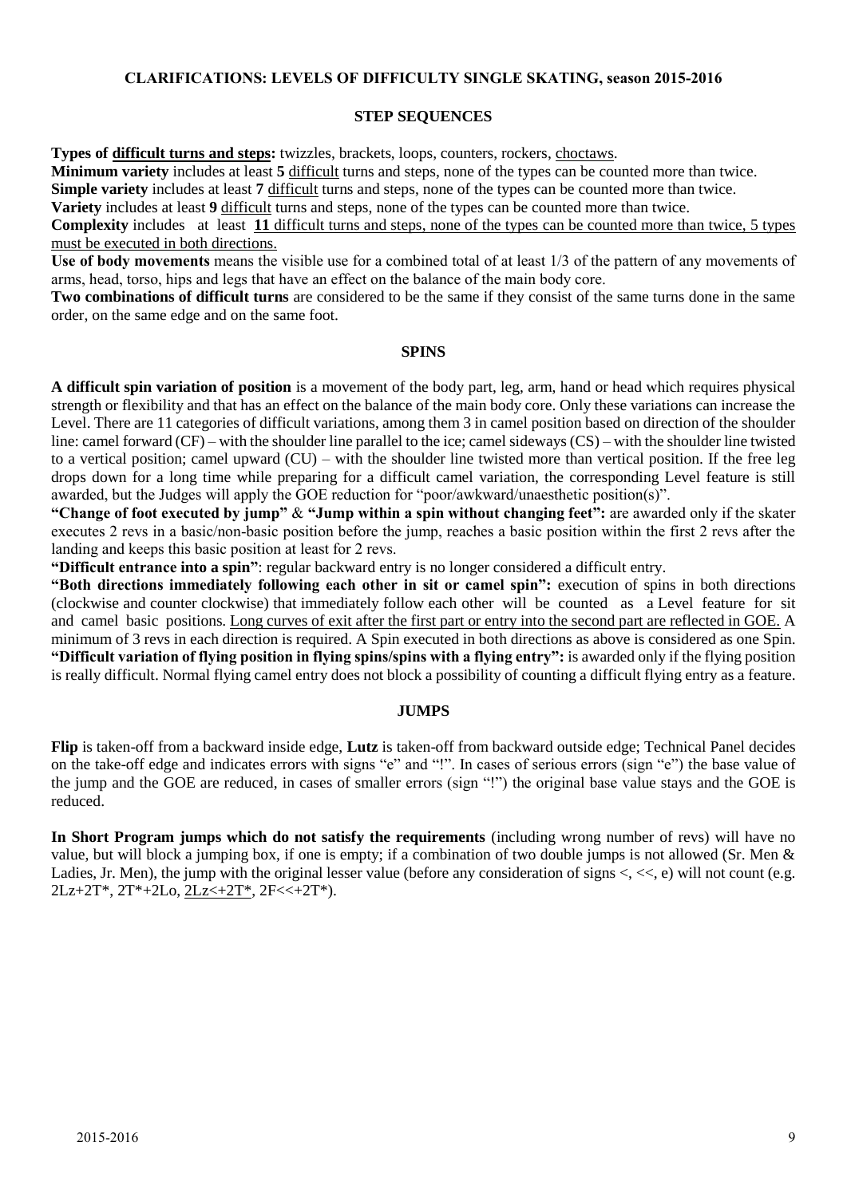## CLARIFICATIONS: LEVELS OF DIFFICULTY SINGLE SKATING, season 2015-2016

### STEP SEQUENCES

**Types of difficult turns and steps:** twizzles, brackets, loops, counters, rockers, choctaws.

**Minimum variety** includes at least **5** difficult turns and steps, none of the types can be counted more than twice.

**Simple variety** includes at least **7** difficult turns and steps, none of the types can be counted more than twice.

**Variety** includes at least **9** difficult turns and steps, none of the types can be counted more than twice.

**Complexity** includes at least **11** difficult turns and steps, none of the types can be counted more than twice, 5 types must be executed in both directions.

**Use of body movements** means the visible use for a combined total of at least 1/3 of the pattern of any movements of arms, head, torso, hips and legs that have an effect on the balance of the main body core.

**Two combinations of difficult turns** are considered to be the same if they consist of the same turns done in the same order, on the same edge and on the same foot.

### SPINS

**A difficult spin variation of position** is a movement of the body part, leg, arm, hand or head which requires physical strength or flexibility and that has an effect on the balance of the main body core. Only these variations can increase the Level. There are 11 categories of difficult variations, among them 3 in camel position based on direction of the shoulder line: camel forward (CF) – with the shoulder line parallel to the ice; camel sideways (CS) – with the shoulder line twisted to a vertical position; camel upward (CU) – with the shoulder line twisted more than vertical position. If the free leg drops down for a long time while preparing for a difficult camel variation, the corresponding Level feature is still awarded, but the Judges will apply the GOE reduction for "poor/awkward/unaesthetic position(s)".

**"Change of foot executed by jump"** & **"Jump within a spin without changing feet":** are awarded only if the skater executes 2 revs in a basic/non-basic position before the jump, reaches a basic position within the first 2 revs after the landing and keeps this basic position at least for 2 revs.

**"Difficult entrance into a spin"**: regular backward entry is no longer considered a difficult entry.

**"Both directions immediately following each other in sit or camel spin":** execution of spins in both directions (clockwise and counter clockwise) that immediately follow each other will be counted as a Level feature for sit and camel basic positions. Long curves of exit after the first part or entry into the second part are reflected in GOE. A minimum of 3 revs in each direction is required. A Spin executed in both directions as above is considered as one Spin.

**"Difficult variation of flying position in flying spins/spins with a flying entry":** is awarded only if the flying position is really difficult. Normal flying camel entry does not block a possibility of counting a difficult flying entry as a feature.

### JUMPS

**Flip** is taken-off from a backward inside edge, **Lutz** is taken-off from backward outside edge; Technical Panel decides on the take-off edge and indicates errors with signs "e" and "!". In cases of serious errors (sign "e") the base value of the jump and the GOE are reduced, in cases of smaller errors (sign "!") the original base value stays and the GOE is reduced.

**In Short Program jumps which do not satisfy the requirements** (including wrong number of revs) will have no value, but will block a jumping box, if one is empty; if a combination of two double jumps is not allowed (Sr. Men & Ladies, Jr. Men), the jump with the original lesser value (before any consideration of signs <, <<, e) will not count (e.g. 2Lz+2T*, 2T*+2Lo, 2Lz<+2T*, 2F<<+2T*).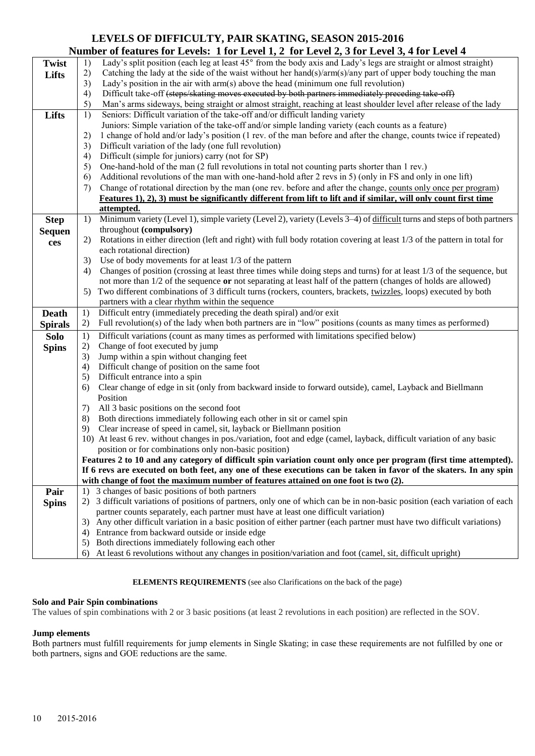# LEVELS OF DIFFICULTY, PAIR SKATING, SEASON 2015-2016

## Number of features for Levels: 1 for Level 1, 2 for Level 2, 3 for Level 3, 4 for Level 4

| Element | Features |
|---|---|
| **Twist Lifts** | 1) Lady's split position (each leg at least 45° from the body axis and Lady's legs are straight or almost straight)<br>2) Catching the lady at the side of the waist without her hand(s)/arm(s)/any part of upper body touching the man<br>3) Lady's position in the air with arm(s) above the head (minimum one full revolution)<br>4) Difficult take-off ~~(steps/skating moves executed by both partners immediately preceding take-off)~~<br>5) Man's arms sideways, being straight or almost straight, reaching at least shoulder level after release of the lady |
| **Lifts** | 1) Seniors: Difficult variation of the take-off and/or difficult landing variety<br>Juniors: Simple variation of the take-off and/or simple landing variety (each counts as a feature)<br>2) 1 change of hold and/or lady's position (1 rev. of the man before and after the change, counts twice if repeated)<br>3) Difficult variation of the lady (one full revolution)<br>4) Difficult (simple for juniors) carry (not for SP)<br>5) One-hand-hold of the man (2 full revolutions in total not counting parts shorter than 1 rev.)<br>6) Additional revolutions of the man with one-hand-hold after 2 revs in 5) (only in FS and only in one lift)<br>7) Change of rotational direction by the man (one rev. before and after the change, <u>counts only once per program</u>)<br>**<u>Features 1), 2), 3) must be significantly different from lift to lift and if similar, will only count first time attempted.</u>** |
| **Step Sequences** | 1) Minimum variety (Level 1), simple variety (Level 2), variety (Levels 3–4) of <u>difficult</u> turns and steps of both partners throughout **(compulsory)**<br>2) Rotations in either direction (left and right) with full body rotation covering at least 1/3 of the pattern in total for each rotational direction)<br>3) Use of body movements for at least 1/3 of the pattern<br>4) Changes of position (crossing at least three times while doing steps and turns) for at least 1/3 of the sequence, but not more than 1/2 of the sequence **or** not separating at least half of the pattern (changes of holds are allowed)<br>5) Two different combinations of 3 difficult turns (rockers, counters, brackets, <u>twizzles</u>, loops) executed by both partners with a clear rhythm within the sequence |
| **Death Spirals** | 1) Difficult entry (immediately preceding the death spiral) and/or exit<br>2) Full revolution(s) of the lady when both partners are in "low" positions (counts as many times as performed) |
| **Solo Spins** | 1) Difficult variations (count as many times as performed with limitations specified below)<br>2) Change of foot executed by jump<br>3) Jump within a spin without changing feet<br>4) Difficult change of position on the same foot<br>5) Difficult entrance into a spin<br>6) Clear change of edge in sit (only from backward inside to forward outside), camel, Layback and Biellmann Position<br>7) All 3 basic positions on the second foot<br>8) Both directions immediately following each other in sit or camel spin<br>9) Clear increase of speed in camel, sit, layback or Biellmann position<br>10) At least 6 rev. without changes in pos./variation, foot and edge (camel, layback, difficult variation of any basic position or for combinations only non-basic position)<br>**Features 2 to 10 and any category of difficult spin variation count only once per program (first time attempted). If 6 revs are executed on both feet, any one of these executions can be taken in favor of the skaters. In any spin with change of foot the maximum number of features attained on one foot is two (2).** |
| **Pair Spins** | 1) 3 changes of basic positions of both partners<br>2) 3 difficult variations of positions of partners, only one of which can be in non-basic position (each variation of each partner counts separately, each partner must have at least one difficult variation)<br>3) Any other difficult variation in a basic position of either partner (each partner must have two difficult variations)<br>4) Entrance from backward outside or inside edge<br>5) Both directions immediately following each other<br>6) At least 6 revolutions without any changes in position/variation and foot (camel, sit, difficult upright) |

**ELEMENTS REQUIREMENTS** (see also Clarifications on the back of the page)

**Solo and Pair Spin combinations**

The values of spin combinations with 2 or 3 basic positions (at least 2 revolutions in each position) are reflected in the SOV.

**Jump elements**

Both partners must fulfill requirements for jump elements in Single Skating; in case these requirements are not fulfilled by one or both partners, signs and GOE reductions are the same.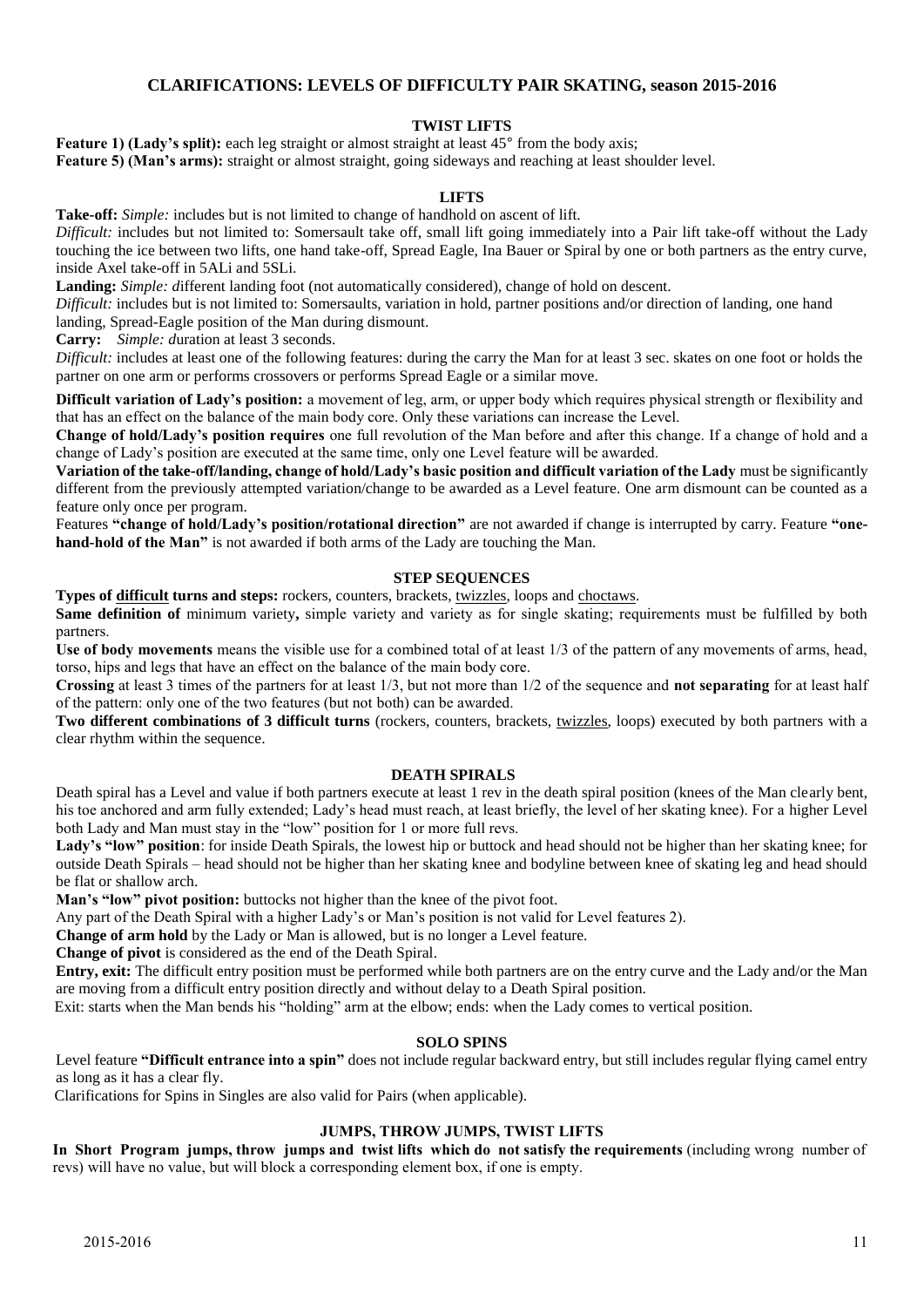# CLARIFICATIONS: LEVELS OF DIFFICULTY PAIR SKATING, season 2015-2016

## TWIST LIFTS

**Feature 1) (Lady's split):** each leg straight or almost straight at least 45° from the body axis;
**Feature 5) (Man's arms):** straight or almost straight, going sideways and reaching at least shoulder level.

## LIFTS

**Take-off:** *Simple:* includes but is not limited to change of handhold on ascent of lift.
*Difficult:* includes but not limited to: Somersault take off, small lift going immediately into a Pair lift take-off without the Lady touching the ice between two lifts, one hand take-off, Spread Eagle, Ina Bauer or Spiral by one or both partners as the entry curve, inside Axel take-off in 5ALi and 5SLi.

**Landing:** *Simple: d*ifferent landing foot (not automatically considered), change of hold on descent.
*Difficult:* includes but is not limited to: Somersaults, variation in hold, partner positions and/or direction of landing, one hand landing, Spread-Eagle position of the Man during dismount.

**Carry:** *Simple: d*uration at least 3 seconds.
*Difficult:* includes at least one of the following features: during the carry the Man for at least 3 sec. skates on one foot or holds the partner on one arm or performs crossovers or performs Spread Eagle or a similar move.

**Difficult variation of Lady's position:** a movement of leg, arm, or upper body which requires physical strength or flexibility and that has an effect on the balance of the main body core. Only these variations can increase the Level.

**Change of hold/Lady's position requires** one full revolution of the Man before and after this change. If a change of hold and a change of Lady's position are executed at the same time, only one Level feature will be awarded.

**Variation of the take-off/landing, change of hold/Lady's basic position and difficult variation of the Lady** must be significantly different from the previously attempted variation/change to be awarded as a Level feature. One arm dismount can be counted as a feature only once per program.

Features **"change of hold/Lady's position/rotational direction"** are not awarded if change is interrupted by carry. Feature **"one-hand-hold of the Man"** is not awarded if both arms of the Lady are touching the Man.

## STEP SEQUENCES

**Types of difficult turns and steps:** rockers, counters, brackets, twizzles, loops and choctaws.

**Same definition of** minimum variety**,** simple variety and variety as for single skating; requirements must be fulfilled by both partners.

**Use of body movements** means the visible use for a combined total of at least 1/3 of the pattern of any movements of arms, head, torso, hips and legs that have an effect on the balance of the main body core.

**Crossing** at least 3 times of the partners for at least 1/3, but not more than 1/2 of the sequence and **not separating** for at least half of the pattern: only one of the two features (but not both) can be awarded.

**Two different combinations of 3 difficult turns** (rockers, counters, brackets, twizzles, loops) executed by both partners with a clear rhythm within the sequence.

## DEATH SPIRALS

Death spiral has a Level and value if both partners execute at least 1 rev in the death spiral position (knees of the Man clearly bent, his toe anchored and arm fully extended; Lady's head must reach, at least briefly, the level of her skating knee). For a higher Level both Lady and Man must stay in the "low" position for 1 or more full revs.

**Lady's "low" position**: for inside Death Spirals, the lowest hip or buttock and head should not be higher than her skating knee; for outside Death Spirals – head should not be higher than her skating knee and bodyline between knee of skating leg and head should be flat or shallow arch.

**Man's "low" pivot position:** buttocks not higher than the knee of the pivot foot.

Any part of the Death Spiral with a higher Lady's or Man's position is not valid for Level features 2).

**Change of arm hold** by the Lady or Man is allowed, but is no longer a Level feature.

**Change of pivot** is considered as the end of the Death Spiral.

**Entry, exit:** The difficult entry position must be performed while both partners are on the entry curve and the Lady and/or the Man are moving from a difficult entry position directly and without delay to a Death Spiral position.

Exit: starts when the Man bends his "holding" arm at the elbow; ends: when the Lady comes to vertical position.

## SOLO SPINS

Level feature **"Difficult entrance into a spin"** does not include regular backward entry, but still includes regular flying camel entry as long as it has a clear fly.

Clarifications for Spins in Singles are also valid for Pairs (when applicable).

## JUMPS, THROW JUMPS, TWIST LIFTS

**In Short Program jumps, throw jumps and twist lifts which do not satisfy the requirements** (including wrong number of revs) will have no value, but will block a corresponding element box, if one is empty.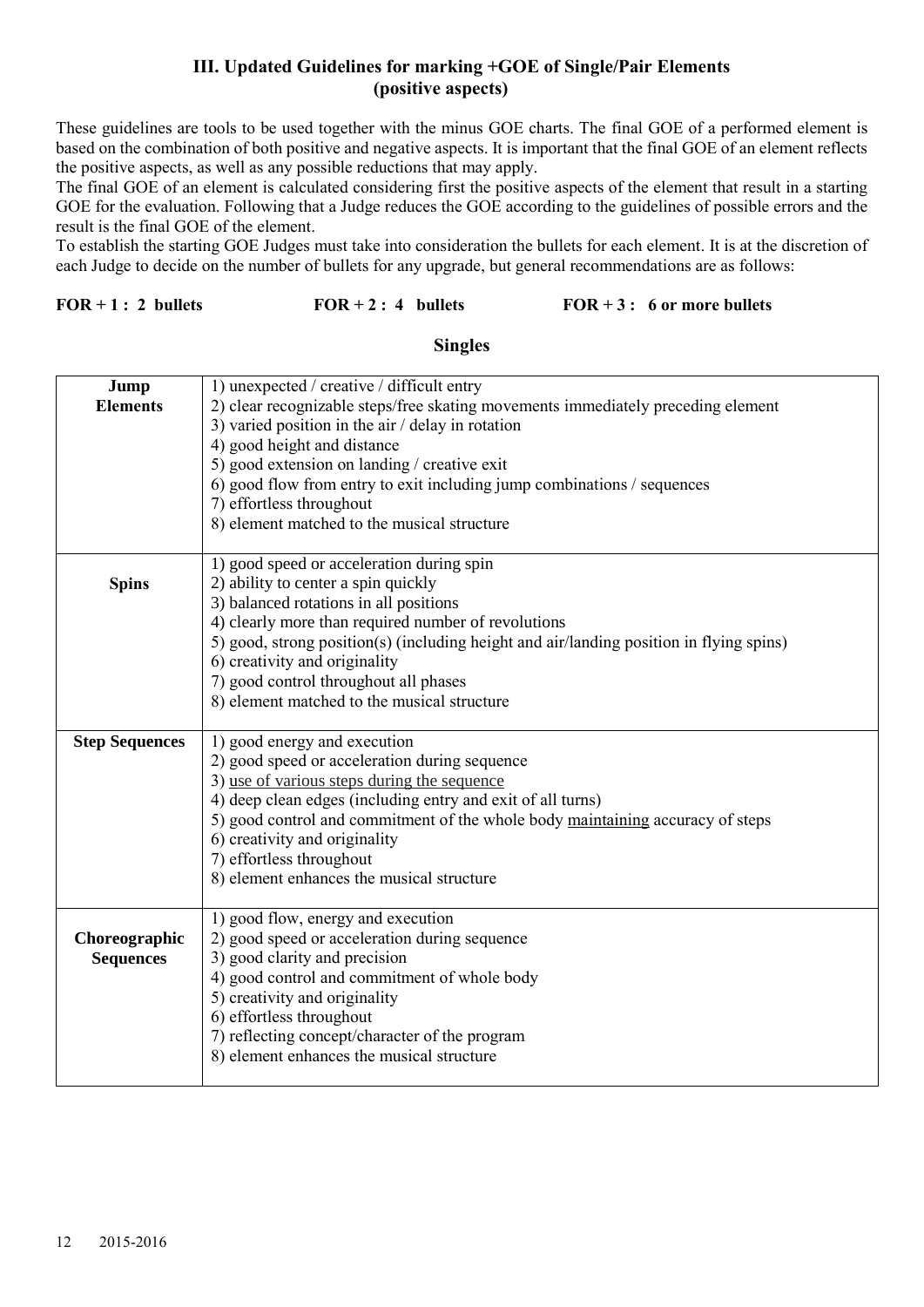### III. Updated Guidelines for marking +GOE of Single/Pair Elements (positive aspects)

These guidelines are tools to be used together with the minus GOE charts. The final GOE of a performed element is based on the combination of both positive and negative aspects. It is important that the final GOE of an element reflects the positive aspects, as well as any possible reductions that may apply.

The final GOE of an element is calculated considering first the positive aspects of the element that result in a starting GOE for the evaluation. Following that a Judge reduces the GOE according to the guidelines of possible errors and the result is the final GOE of the element.

To establish the starting GOE Judges must take into consideration the bullets for each element. It is at the discretion of each Judge to decide on the number of bullets for any upgrade, but general recommendations are as follows:

**FOR + 1 : 2 bullets** &nbsp;&nbsp;&nbsp;&nbsp; **FOR + 2 : 4 bullets** &nbsp;&nbsp;&nbsp;&nbsp; **FOR + 3 : 6 or more bullets**

**Singles**

| | |
|---|---|
| **Jump Elements** | 1) unexpected / creative / difficult entry<br>2) clear recognizable steps/free skating movements immediately preceding element<br>3) varied position in the air / delay in rotation<br>4) good height and distance<br>5) good extension on landing / creative exit<br>6) good flow from entry to exit including jump combinations / sequences<br>7) effortless throughout<br>8) element matched to the musical structure |
| **Spins** | 1) good speed or acceleration during spin<br>2) ability to center a spin quickly<br>3) balanced rotations in all positions<br>4) clearly more than required number of revolutions<br>5) good, strong position(s) (including height and air/landing position in flying spins)<br>6) creativity and originality<br>7) good control throughout all phases<br>8) element matched to the musical structure |
| **Step Sequences** | 1) good energy and execution<br>2) good speed or acceleration during sequence<br>3) <u>use of various steps during the sequence</u><br>4) deep clean edges (including entry and exit of all turns)<br>5) good control and commitment of the whole body <u>maintaining</u> accuracy of steps<br>6) creativity and originality<br>7) effortless throughout<br>8) element enhances the musical structure |
| **Choreographic Sequences** | 1) good flow, energy and execution<br>2) good speed or acceleration during sequence<br>3) good clarity and precision<br>4) good control and commitment of whole body<br>5) creativity and originality<br>6) effortless throughout<br>7) reflecting concept/character of the program<br>8) element enhances the musical structure |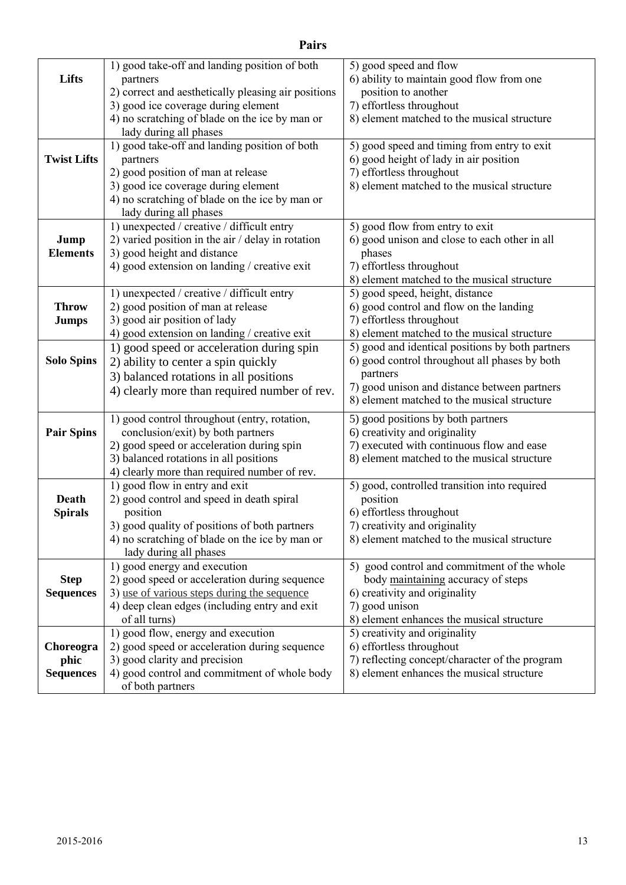# Pairs

| | | |
|---|---|---|
| **Lifts** | 1) good take-off and landing position of both partners<br>2) correct and aesthetically pleasing air positions<br>3) good ice coverage during element<br>4) no scratching of blade on the ice by man or lady during all phases | 5) good speed and flow<br>6) ability to maintain good flow from one position to another<br>7) effortless throughout<br>8) element matched to the musical structure |
| **Twist Lifts** | 1) good take-off and landing position of both partners<br>2) good position of man at release<br>3) good ice coverage during element<br>4) no scratching of blade on the ice by man or lady during all phases | 5) good speed and timing from entry to exit<br>6) good height of lady in air position<br>7) effortless throughout<br>8) element matched to the musical structure |
| **Jump Elements** | 1) unexpected / creative / difficult entry<br>2) varied position in the air / delay in rotation<br>3) good height and distance<br>4) good extension on landing / creative exit | 5) good flow from entry to exit<br>6) good unison and close to each other in all phases<br>7) effortless throughout<br>8) element matched to the musical structure |
| **Throw Jumps** | 1) unexpected / creative / difficult entry<br>2) good position of man at release<br>3) good air position of lady<br>4) good extension on landing / creative exit | 5) good speed, height, distance<br>6) good control and flow on the landing<br>7) effortless throughout<br>8) element matched to the musical structure |
| **Solo Spins** | 1) good speed or acceleration during spin<br>2) ability to center a spin quickly<br>3) balanced rotations in all positions<br>4) clearly more than required number of rev. | 5) good and identical positions by both partners<br>6) good control throughout all phases by both partners<br>7) good unison and distance between partners<br>8) element matched to the musical structure |
| **Pair Spins** | 1) good control throughout (entry, rotation, conclusion/exit) by both partners<br>2) good speed or acceleration during spin<br>3) balanced rotations in all positions<br>4) clearly more than required number of rev. | 5) good positions by both partners<br>6) creativity and originality<br>7) executed with continuous flow and ease<br>8) element matched to the musical structure |
| **Death Spirals** | 1) good flow in entry and exit<br>2) good control and speed in death spiral position<br>3) good quality of positions of both partners<br>4) no scratching of blade on the ice by man or lady during all phases | 5) good, controlled transition into required position<br>6) effortless throughout<br>7) creativity and originality<br>8) element matched to the musical structure |
| **Step Sequences** | 1) good energy and execution<br>2) good speed or acceleration during sequence<br>3) use of various steps during the sequence<br>4) deep clean edges (including entry and exit of all turns) | 5) good control and commitment of the whole body maintaining accuracy of steps<br>6) creativity and originality<br>7) good unison<br>8) element enhances the musical structure |
| **Choreographic Sequences** | 1) good flow, energy and execution<br>2) good speed or acceleration during sequence<br>3) good clarity and precision<br>4) good control and commitment of whole body of both partners | 5) creativity and originality<br>6) effortless throughout<br>7) reflecting concept/character of the program<br>8) element enhances the musical structure |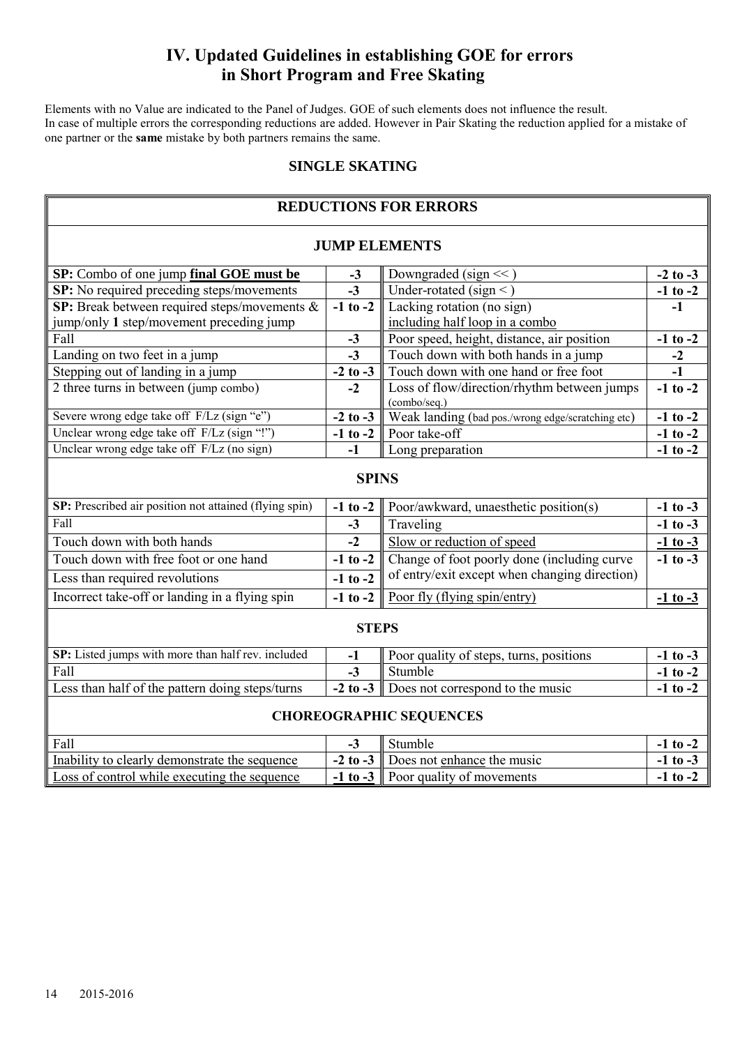# IV. Updated Guidelines in establishing GOE for errors in Short Program and Free Skating

Elements with no Value are indicated to the Panel of Judges. GOE of such elements does not influence the result.
In case of multiple errors the corresponding reductions are added. However in Pair Skating the reduction applied for a mistake of one partner or the **same** mistake by both partners remains the same.

## SINGLE SKATING

### REDUCTIONS FOR ERRORS

#### JUMP ELEMENTS

| | | | |
|---|---|---|---|
| **SP:** Combo of one jump **final GOE must be** | **-3** | Downgraded (sign << ) | **-2 to -3** |
| **SP:** No required preceding steps/movements | **-3** | Under-rotated (sign < ) | **-1 to -2** |
| **SP:** Break between required steps/movements & jump/only **1** step/movement preceding jump | **-1 to -2** | Lacking rotation (no sign) including half loop in a combo | **-1** |
| Fall | **-3** | Poor speed, height, distance, air position | **-1 to -2** |
| Landing on two feet in a jump | **-3** | Touch down with both hands in a jump | **-2** |
| Stepping out of landing in a jump | **-2 to -3** | Touch down with one hand or free foot | **-1** |
| 2 three turns in between (jump combo) | **-2** | Loss of flow/direction/rhythm between jumps (combo/seq.) | **-1 to -2** |
| Severe wrong edge take off F/Lz (sign "e") | **-2 to -3** | Weak landing (bad pos./wrong edge/scratching etc) | **-1 to -2** |
| Unclear wrong edge take off F/Lz (sign "!") | **-1 to -2** | Poor take-off | **-1 to -2** |
| Unclear wrong edge take off F/Lz (no sign) | **-1** | Long preparation | **-1 to -2** |

#### SPINS

| | | | |
|---|---|---|---|
| **SP:** Prescribed air position not attained (flying spin) | **-1 to -2** | Poor/awkward, unaesthetic position(s) | **-1 to -3** |
| Fall | **-3** | Traveling | **-1 to -3** |
| Touch down with both hands | **-2** | Slow or reduction of speed | **-1 to -3** |
| Touch down with free foot or one hand | **-1 to -2** | Change of foot poorly done (including curve of entry/exit except when changing direction) | **-1 to -3** |
| Less than required revolutions | **-1 to -2** | | |
| Incorrect take-off or landing in a flying spin | **-1 to -2** | Poor fly (flying spin/entry) | **-1 to -3** |

#### STEPS

| | | | |
|---|---|---|---|
| **SP:** Listed jumps with more than half rev. included | **-1** | Poor quality of steps, turns, positions | **-1 to -3** |
| Fall | **-3** | Stumble | **-1 to -2** |
| Less than half of the pattern doing steps/turns | **-2 to -3** | Does not correspond to the music | **-1 to -2** |

#### CHOREOGRAPHIC SEQUENCES

| | | | |
|---|---|---|---|
| Fall | **-3** | Stumble | **-1 to -2** |
| Inability to clearly demonstrate the sequence | **-2 to -3** | Does not enhance the music | **-1 to -3** |
| Loss of control while executing the sequence | **-1 to -3** | Poor quality of movements | **-1 to -2** |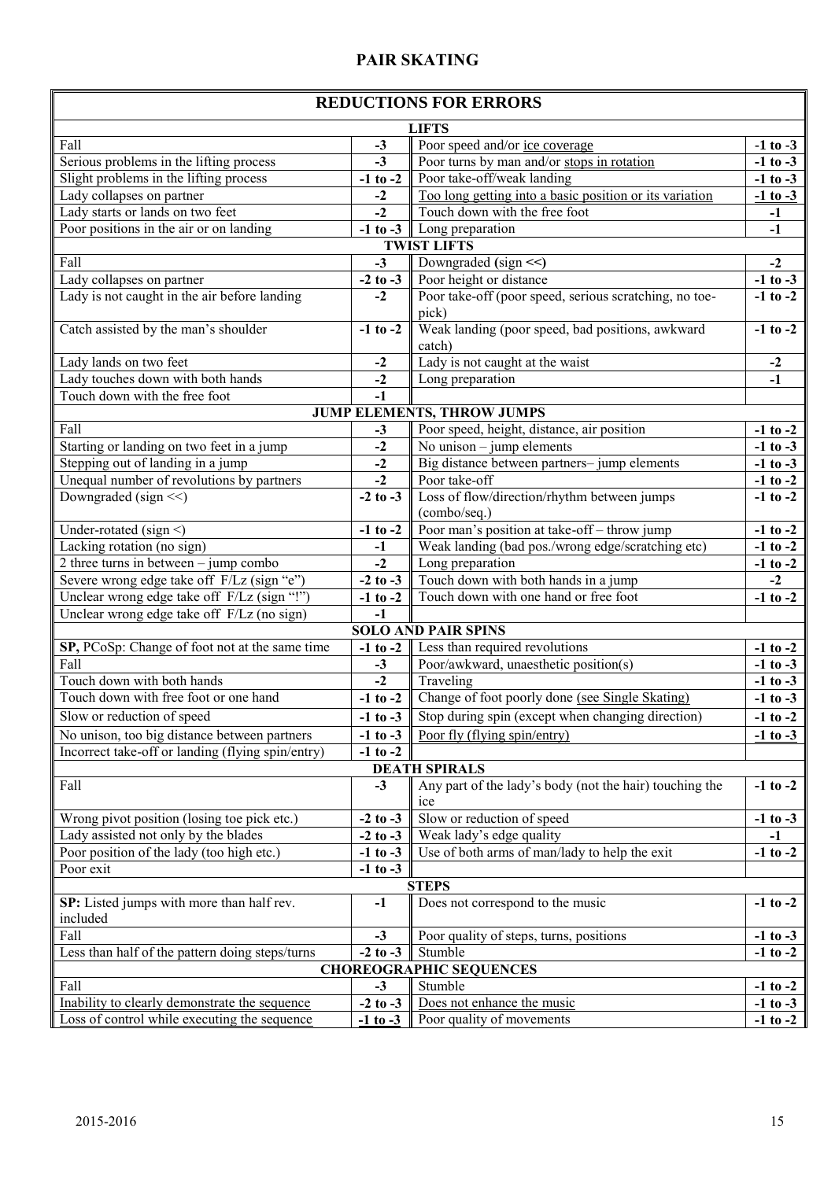# PAIR SKATING

| REDUCTIONS FOR ERRORS | | | |
|---|---|---|---|
| **LIFTS** | | | |
| Fall | -3 | Poor speed and/or ice coverage | -1 to -3 |
| Serious problems in the lifting process | -3 | Poor turns by man and/or stops in rotation | -1 to -3 |
| Slight problems in the lifting process | -1 to -2 | Poor take-off/weak landing | -1 to -3 |
| Lady collapses on partner | -2 | Too long getting into a basic position or its variation | -1 to -3 |
| Lady starts or lands on two feet | -2 | Touch down with the free foot | -1 |
| Poor positions in the air or on landing | -1 to -3 | Long preparation | -1 |
| **TWIST LIFTS** | | | |
| Fall | -3 | Downgraded (sign <<) | -2 |
| Lady collapses on partner | -2 to -3 | Poor height or distance | -1 to -3 |
| Lady is not caught in the air before landing | -2 | Poor take-off (poor speed, serious scratching, no toe-pick) | -1 to -2 |
| Catch assisted by the man's shoulder | -1 to -2 | Weak landing (poor speed, bad positions, awkward catch) | -1 to -2 |
| Lady lands on two feet | -2 | Lady is not caught at the waist | -2 |
| Lady touches down with both hands | -2 | Long preparation | -1 |
| Touch down with the free foot | -1 | | |
| **JUMP ELEMENTS, THROW JUMPS** | | | |
| Fall | -3 | Poor speed, height, distance, air position | -1 to -2 |
| Starting or landing on two feet in a jump | -2 | No unison – jump elements | -1 to -3 |
| Stepping out of landing in a jump | -2 | Big distance between partners– jump elements | -1 to -3 |
| Unequal number of revolutions by partners | -2 | Poor take-off | -1 to -2 |
| Downgraded (sign <<) | -2 to -3 | Loss of flow/direction/rhythm between jumps (combo/seq.) | -1 to -2 |
| Under-rotated (sign <) | -1 to -2 | Poor man's position at take-off – throw jump | -1 to -2 |
| Lacking rotation (no sign) | -1 | Weak landing (bad pos./wrong edge/scratching etc) | -1 to -2 |
| 2 three turns in between – jump combo | -2 | Long preparation | -1 to -2 |
| Severe wrong edge take off F/Lz (sign "e") | -2 to -3 | Touch down with both hands in a jump | -2 |
| Unclear wrong edge take off F/Lz (sign "!") | -1 to -2 | Touch down with one hand or free foot | -1 to -2 |
| Unclear wrong edge take off F/Lz (no sign) | -1 | | |
| **SOLO AND PAIR SPINS** | | | |
| **SP,** PCoSp: Change of foot not at the same time | -1 to -2 | Less than required revolutions | -1 to -2 |
| Fall | -3 | Poor/awkward, unaesthetic position(s) | -1 to -3 |
| Touch down with both hands | -2 | Traveling | -1 to -3 |
| Touch down with free foot or one hand | -1 to -2 | Change of foot poorly done (see Single Skating) | -1 to -3 |
| Slow or reduction of speed | -1 to -3 | Stop during spin (except when changing direction) | -1 to -2 |
| No unison, too big distance between partners | -1 to -3 | Poor fly (flying spin/entry) | -1 to -3 |
| Incorrect take-off or landing (flying spin/entry) | -1 to -2 | | |
| **DEATH SPIRALS** | | | |
| Fall | -3 | Any part of the lady's body (not the hair) touching the ice | -1 to -2 |
| Wrong pivot position (losing toe pick etc.) | -2 to -3 | Slow or reduction of speed | -1 to -3 |
| Lady assisted not only by the blades | -2 to -3 | Weak lady's edge quality | -1 |
| Poor position of the lady (too high etc.) | -1 to -3 | Use of both arms of man/lady to help the exit | -1 to -2 |
| Poor exit | -1 to -3 | | |
| **STEPS** | | | |
| **SP:** Listed jumps with more than half rev. included | -1 | Does not correspond to the music | -1 to -2 |
| Fall | -3 | Poor quality of steps, turns, positions | -1 to -3 |
| Less than half of the pattern doing steps/turns | -2 to -3 | Stumble | -1 to -2 |
| **CHOREOGRAPHIC SEQUENCES** | | | |
| Fall | -3 | Stumble | -1 to -2 |
| Inability to clearly demonstrate the sequence | -2 to -3 | Does not enhance the music | -1 to -3 |
| Loss of control while executing the sequence | -1 to -3 | Poor quality of movements | -1 to -2 |